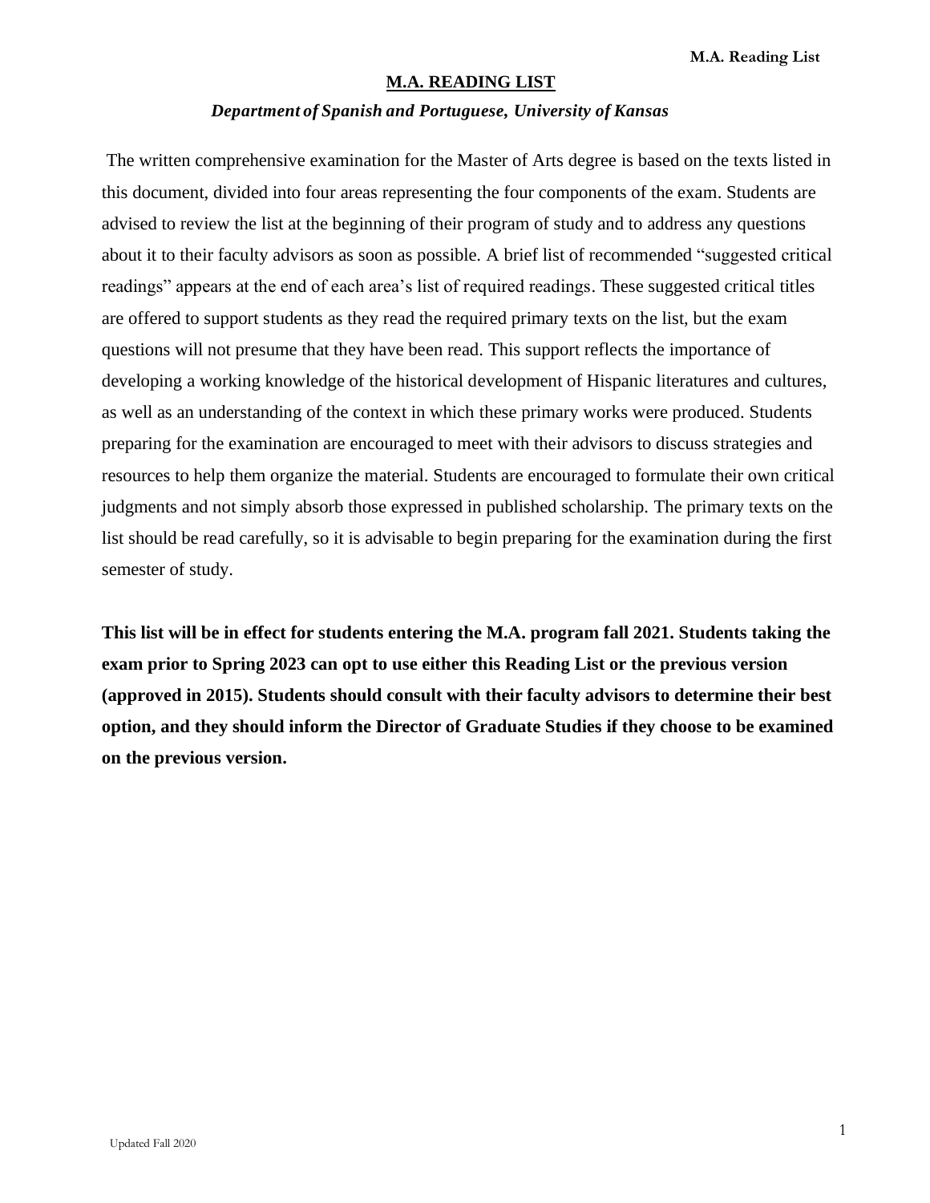# M.A. READING LIST

***Department of Spanish and Portuguese, University of Kansas***

The written comprehensive examination for the Master of Arts degree is based on the texts listed in this document, divided into four areas representing the four components of the exam. Students are advised to review the list at the beginning of their program of study and to address any questions about it to their faculty advisors as soon as possible. A brief list of recommended "suggested critical readings" appears at the end of each area's list of required readings. These suggested critical titles are offered to support students as they read the required primary texts on the list, but the exam questions will not presume that they have been read. This support reflects the importance of developing a working knowledge of the historical development of Hispanic literatures and cultures, as well as an understanding of the context in which these primary works were produced. Students preparing for the examination are encouraged to meet with their advisors to discuss strategies and resources to help them organize the material. Students are encouraged to formulate their own critical judgments and not simply absorb those expressed in published scholarship. The primary texts on the list should be read carefully, so it is advisable to begin preparing for the examination during the first semester of study.

**This list will be in effect for students entering the M.A. program fall 2021. Students taking the exam prior to Spring 2023 can opt to use either this Reading List or the previous version (approved in 2015). Students should consult with their faculty advisors to determine their best option, and they should inform the Director of Graduate Studies if they choose to be examined on the previous version.**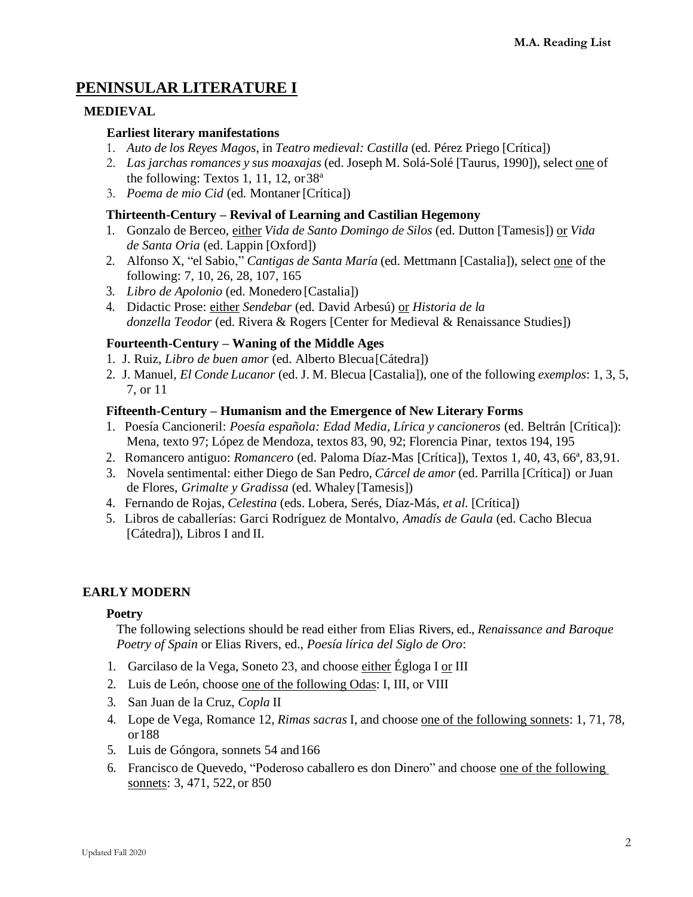# PENINSULAR LITERATURE I

## MEDIEVAL

### Earliest literary manifestations

1. *Auto de los Reyes Magos*, in *Teatro medieval: Castilla* (ed. Pérez Priego [Crítica])
2. *Las jarchas romances y sus moaxajas* (ed. Joseph M. Solá-Solé [Taurus, 1990]), select one of the following: Textos 1, 11, 12, or 38ª
3. *Poema de mio Cid* (ed. Montaner [Crítica])

### Thirteenth-Century – Revival of Learning and Castilian Hegemony

1. Gonzalo de Berceo, either *Vida de Santo Domingo de Silos* (ed. Dutton [Tamesis]) or *Vida de Santa Oria* (ed. Lappin [Oxford])
2. Alfonso X, "el Sabio," *Cantigas de Santa María* (ed. Mettmann [Castalia]), select one of the following: 7, 10, 26, 28, 107, 165
3. *Libro de Apolonio* (ed. Monedero [Castalia])
4. Didactic Prose: either *Sendebar* (ed. David Arbesú) or *Historia de la donzella Teodor* (ed. Rivera & Rogers [Center for Medieval & Renaissance Studies])

### Fourteenth-Century – Waning of the Middle Ages

1. J. Ruiz, *Libro de buen amor* (ed. Alberto Blecua [Cátedra])
2. J. Manuel, *El Conde Lucanor* (ed. J. M. Blecua [Castalia]), one of the following *exemplos*: 1, 3, 5, 7, or 11

### Fifteenth-Century – Humanism and the Emergence of New Literary Forms

1. Poesía Cancioneril: *Poesía española: Edad Media, Lírica y cancioneros* (ed. Beltrán [Crítica]): Mena, texto 97; López de Mendoza, textos 83, 90, 92; Florencia Pinar, textos 194, 195
2. Romancero antiguo: *Romancero* (ed. Paloma Díaz-Mas [Crítica]), Textos 1, 40, 43, 66ª, 83, 91.
3. Novela sentimental: either Diego de San Pedro, *Cárcel de amor* (ed. Parrilla [Crítica]) or Juan de Flores, *Grimalte y Gradissa* (ed. Whaley [Tamesis])
4. Fernando de Rojas, *Celestina* (eds. Lobera, Serés, Díaz-Más, *et al.* [Crítica])
5. Libros de caballerías: Garci Rodríguez de Montalvo, *Amadís de Gaula* (ed. Cacho Blecua [Cátedra]), Libros I and II.

## EARLY MODERN

### Poetry

The following selections should be read either from Elias Rivers, ed., *Renaissance and Baroque Poetry of Spain* or Elias Rivers, ed., *Poesía lírica del Siglo de Oro*:

1. Garcilaso de la Vega, Soneto 23, and choose either Égloga I or III
2. Luis de León, choose one of the following Odas: I, III, or VIII
3. San Juan de la Cruz, *Copla* II
4. Lope de Vega, Romance 12, *Rimas sacras* I, and choose one of the following sonnets: 1, 71, 78, or 188
5. Luis de Góngora, sonnets 54 and 166
6. Francisco de Quevedo, "Poderoso caballero es don Dinero" and choose one of the following sonnets: 3, 471, 522, or 850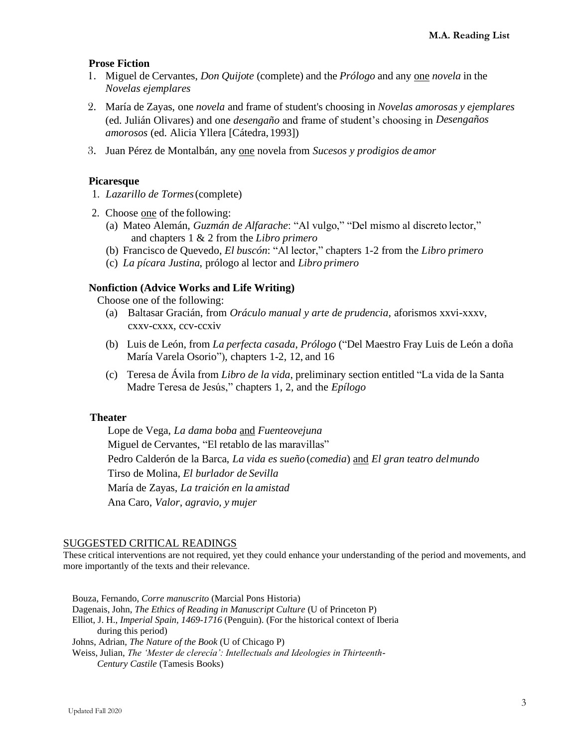**Prose Fiction**

1. Miguel de Cervantes, *Don Quijote* (complete) and the *Prólogo* and any <u>one</u> *novela* in the *Novelas ejemplares*
2. María de Zayas, one *novela* and frame of student's choosing in *Novelas amorosas y ejemplares* (ed. Julián Olivares) and one *desengaño* and frame of student's choosing in *Desengaños amorosos* (ed. Alicia Yllera [Cátedra, 1993])
3. Juan Pérez de Montalbán, any <u>one</u> novela from *Sucesos y prodigios de amor*

**Picaresque**

1. *Lazarillo de Tormes* (complete)
2. Choose <u>one</u> of the following:
   (a) Mateo Alemán, *Guzmán de Alfarache*: "Al vulgo," "Del mismo al discreto lector," and chapters 1 & 2 from the *Libro primero*
   (b) Francisco de Quevedo, *El buscón*: "Al lector," chapters 1-2 from the *Libro primero*
   (c) *La pícara Justina*, prólogo al lector and *Libro primero*

**Nonfiction (Advice Works and Life Writing)**

Choose one of the following:

(a) Baltasar Gracián, from *Oráculo manual y arte de prudencia*, aforismos xxvi-xxxv, cxxv-cxxx, ccv-ccxiv

(b) Luis de León, from *La perfecta casada*, *Prólogo* ("Del Maestro Fray Luis de León a doña María Varela Osorio"), chapters 1-2, 12, and 16

(c) Teresa de Ávila from *Libro de la vida*, preliminary section entitled "La vida de la Santa Madre Teresa de Jesús," chapters 1, 2, and the *Epílogo*

**Theater**

Lope de Vega, *La dama boba* <u>and</u> *Fuenteovejuna*
Miguel de Cervantes, "El retablo de las maravillas"
Pedro Calderón de la Barca, *La vida es sueño* (*comedia*) <u>and</u> *El gran teatro del mundo*
Tirso de Molina, *El burlador de Sevilla*
María de Zayas, *La traición en la amistad*
Ana Caro, *Valor, agravio, y mujer*

<u>SUGGESTED CRITICAL READINGS</u>

These critical interventions are not required, yet they could enhance your understanding of the period and movements, and more importantly of the texts and their relevance.

Bouza, Fernando, *Corre manuscrito* (Marcial Pons Historia)
Dagenais, John, *The Ethics of Reading in Manuscript Culture* (U of Princeton P)
Elliot, J. H., *Imperial Spain, 1469-1716* (Penguin). (For the historical context of Iberia during this period)
Johns, Adrian, *The Nature of the Book* (U of Chicago P)
Weiss, Julian, *The 'Mester de clerecía': Intellectuals and Ideologies in Thirteenth-Century Castile* (Tamesis Books)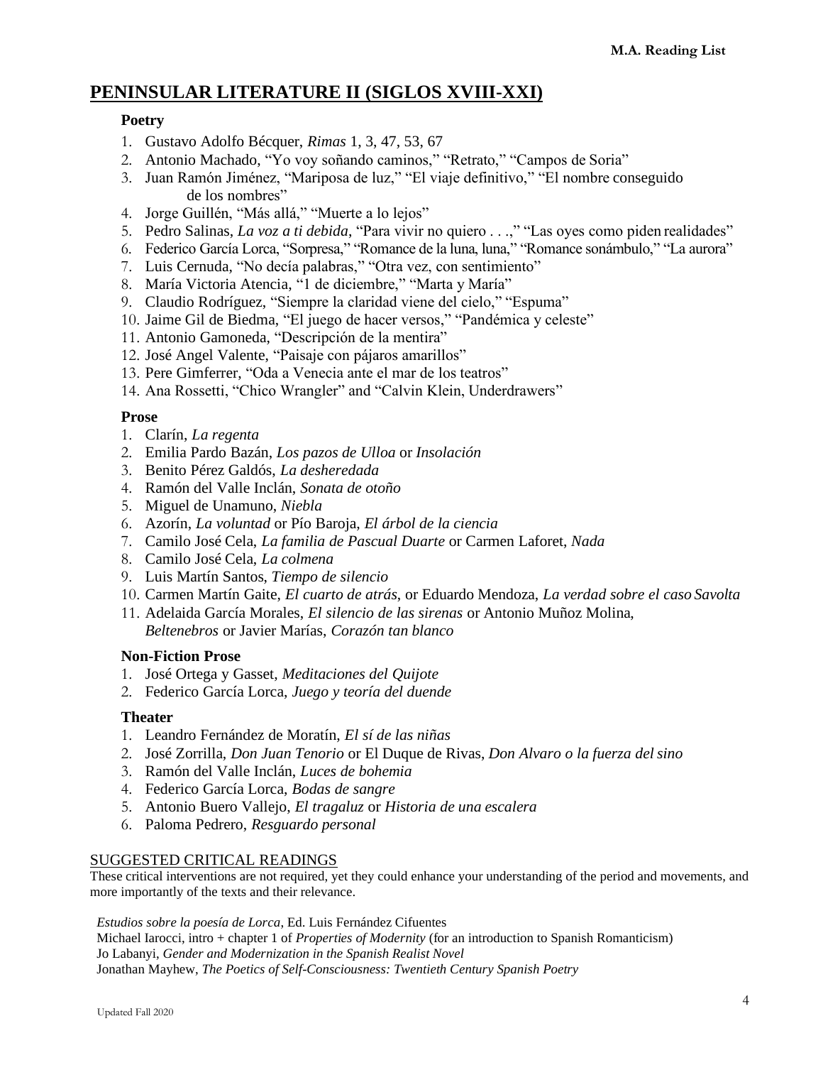# PENINSULAR LITERATURE II (SIGLOS XVIII-XXI)

### Poetry

1. Gustavo Adolfo Bécquer, *Rimas* 1, 3, 47, 53, 67
2. Antonio Machado, "Yo voy soñando caminos," "Retrato," "Campos de Soria"
3. Juan Ramón Jiménez, "Mariposa de luz," "El viaje definitivo," "El nombre conseguido de los nombres"
4. Jorge Guillén, "Más allá," "Muerte a lo lejos"
5. Pedro Salinas, *La voz a ti debida*, "Para vivir no quiero . . .," "Las oyes como piden realidades"
6. Federico García Lorca, "Sorpresa," "Romance de la luna, luna," "Romance sonámbulo," "La aurora"
7. Luis Cernuda, "No decía palabras," "Otra vez, con sentimiento"
8. María Victoria Atencia, "1 de diciembre," "Marta y María"
9. Claudio Rodríguez, "Siempre la claridad viene del cielo," "Espuma"
10. Jaime Gil de Biedma, "El juego de hacer versos," "Pandémica y celeste"
11. Antonio Gamoneda, "Descripción de la mentira"
12. José Angel Valente, "Paisaje con pájaros amarillos"
13. Pere Gimferrer, "Oda a Venecia ante el mar de los teatros"
14. Ana Rossetti, "Chico Wrangler" and "Calvin Klein, Underdrawers"

### Prose

1. Clarín, *La regenta*
2. Emilia Pardo Bazán, *Los pazos de Ulloa* or *Insolación*
3. Benito Pérez Galdós, *La desheredada*
4. Ramón del Valle Inclán, *Sonata de otoño*
5. Miguel de Unamuno, *Niebla*
6. Azorín, *La voluntad* or Pío Baroja, *El árbol de la ciencia*
7. Camilo José Cela, *La familia de Pascual Duarte* or Carmen Laforet, *Nada*
8. Camilo José Cela, *La colmena*
9. Luis Martín Santos, *Tiempo de silencio*
10. Carmen Martín Gaite, *El cuarto de atrás*, or Eduardo Mendoza, *La verdad sobre el caso Savolta*
11. Adelaida García Morales, *El silencio de las sirenas* or Antonio Muñoz Molina, *Beltenebros* or Javier Marías, *Corazón tan blanco*

### Non-Fiction Prose

1. José Ortega y Gasset, *Meditaciones del Quijote*
2. Federico García Lorca, *Juego y teoría del duende*

### Theater

1. Leandro Fernández de Moratín, *El sí de las niñas*
2. José Zorrilla, *Don Juan Tenorio* or El Duque de Rivas, *Don Alvaro o la fuerza del sino*
3. Ramón del Valle Inclán, *Luces de bohemia*
4. Federico García Lorca, *Bodas de sangre*
5. Antonio Buero Vallejo, *El tragaluz* or *Historia de una escalera*
6. Paloma Pedrero, *Resguardo personal*

## SUGGESTED CRITICAL READINGS

These critical interventions are not required, yet they could enhance your understanding of the period and movements, and more importantly of the texts and their relevance.

*Estudios sobre la poesía de Lorca*, Ed. Luis Fernández Cifuentes
Michael Iarocci, intro + chapter 1 of *Properties of Modernity* (for an introduction to Spanish Romanticism)
Jo Labanyi, *Gender and Modernization in the Spanish Realist Novel*
Jonathan Mayhew, *The Poetics of Self-Consciousness: Twentieth Century Spanish Poetry*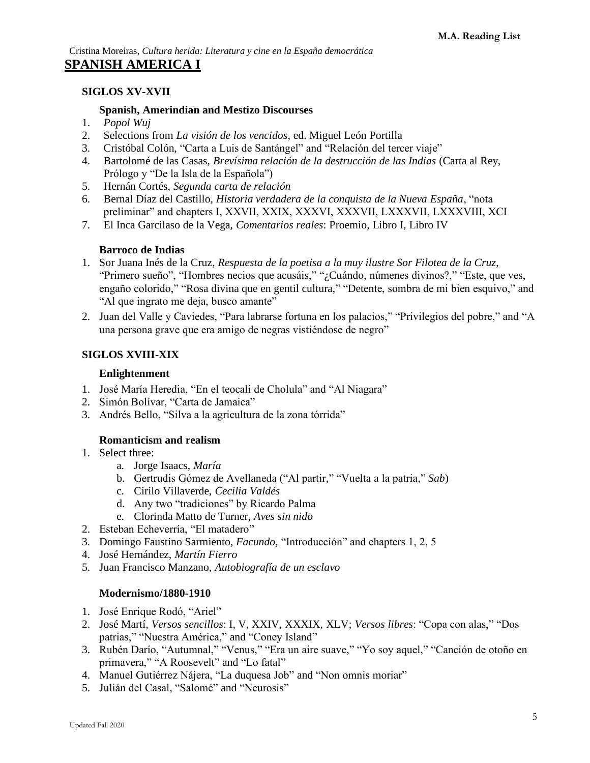Cristina Moreiras, *Cultura herida: Literatura y cine en la España democrática*

# SPANISH AMERICA I

## SIGLOS XV-XVII

### Spanish, Amerindian and Mestizo Discourses

1. *Popol Wuj*
2. Selections from *La visión de los vencidos*, ed. Miguel León Portilla
3. Cristóbal Colón, "Carta a Luis de Santángel" and "Relación del tercer viaje"
4. Bartolomé de las Casas, *Brevísima relación de la destrucción de las Indias* (Carta al Rey, Prólogo y "De la Isla de la Española")
5. Hernán Cortés, *Segunda carta de relación*
6. Bernal Díaz del Castillo, *Historia verdadera de la conquista de la Nueva España*, "nota preliminar" and chapters I, XXVII, XXIX, XXXVI, XXXVII, LXXXVII, LXXXVIII, XCI
7. El Inca Garcilaso de la Vega, *Comentarios reales*: Proemio, Libro I, Libro IV

### Barroco de Indias

1. Sor Juana Inés de la Cruz, *Respuesta de la poetisa a la muy ilustre Sor Filotea de la Cruz*, "Primero sueño", "Hombres necios que acusáis," "¿Cuándo, númenes divinos?," "Este, que ves, engaño colorido," "Rosa divina que en gentil cultura," "Detente, sombra de mi bien esquivo," and "Al que ingrato me deja, busco amante"
2. Juan del Valle y Caviedes, "Para labrarse fortuna en los palacios," "Privilegios del pobre," and "A una persona grave que era amigo de negras vistiéndose de negro"

## SIGLOS XVIII-XIX

### Enlightenment

1. José María Heredia, "En el teocali de Cholula" and "Al Niagara"
2. Simón Bolívar, "Carta de Jamaica"
3. Andrés Bello, "Silva a la agricultura de la zona tórrida"

### Romanticism and realism

1. Select three:
   a. Jorge Isaacs, *María*
   b. Gertrudis Gómez de Avellaneda ("Al partir," "Vuelta a la patria," *Sab*)
   c. Cirilo Villaverde, *Cecilia Valdés*
   d. Any two "tradiciones" by Ricardo Palma
   e. Clorinda Matto de Turner, *Aves sin nido*
2. Esteban Echeverría, "El matadero"
3. Domingo Faustino Sarmiento, *Facundo*, "Introducción" and chapters 1, 2, 5
4. José Hernández, *Martín Fierro*
5. Juan Francisco Manzano, *Autobiografía de un esclavo*

### Modernismo/1880-1910

1. José Enrique Rodó, "Ariel"
2. José Martí, *Versos sencillos*: I, V, XXIV, XXXIX, XLV; *Versos libres*: "Copa con alas," "Dos patrias," "Nuestra América," and "Coney Island"
3. Rubén Darío, "Autumnal," "Venus," "Era un aire suave," "Yo soy aquel," "Canción de otoño en primavera," "A Roosevelt" and "Lo fatal"
4. Manuel Gutiérrez Nájera, "La duquesa Job" and "Non omnis moriar"
5. Julián del Casal, "Salomé" and "Neurosis"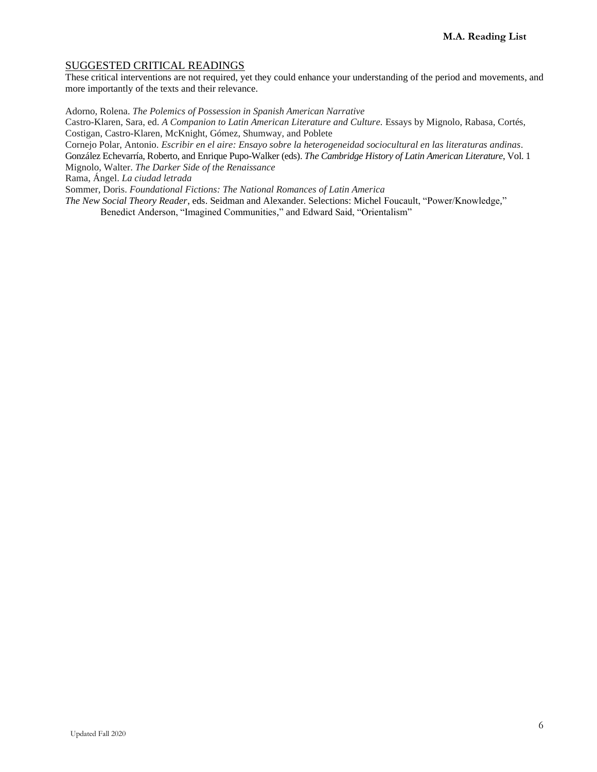## SUGGESTED CRITICAL READINGS

These critical interventions are not required, yet they could enhance your understanding of the period and movements, and more importantly of the texts and their relevance.

Adorno, Rolena. *The Polemics of Possession in Spanish American Narrative*

Castro-Klaren, Sara, ed. *A Companion to Latin American Literature and Culture.* Essays by Mignolo, Rabasa, Cortés, Costigan, Castro-Klaren, McKnight, Gómez, Shumway, and Poblete

Cornejo Polar, Antonio. *Escribir en el aire: Ensayo sobre la heterogeneidad sociocultural en las literaturas andinas*.

González Echevarría, Roberto, and Enrique Pupo-Walker (eds). *The Cambridge History of Latin American Literature*, Vol. 1

Mignolo, Walter. *The Darker Side of the Renaissance*

Rama, Ángel. *La ciudad letrada*

Sommer, Doris. *Foundational Fictions: The National Romances of Latin America*

*The New Social Theory Reader*, eds. Seidman and Alexander. Selections: Michel Foucault, "Power/Knowledge," Benedict Anderson, "Imagined Communities," and Edward Said, "Orientalism"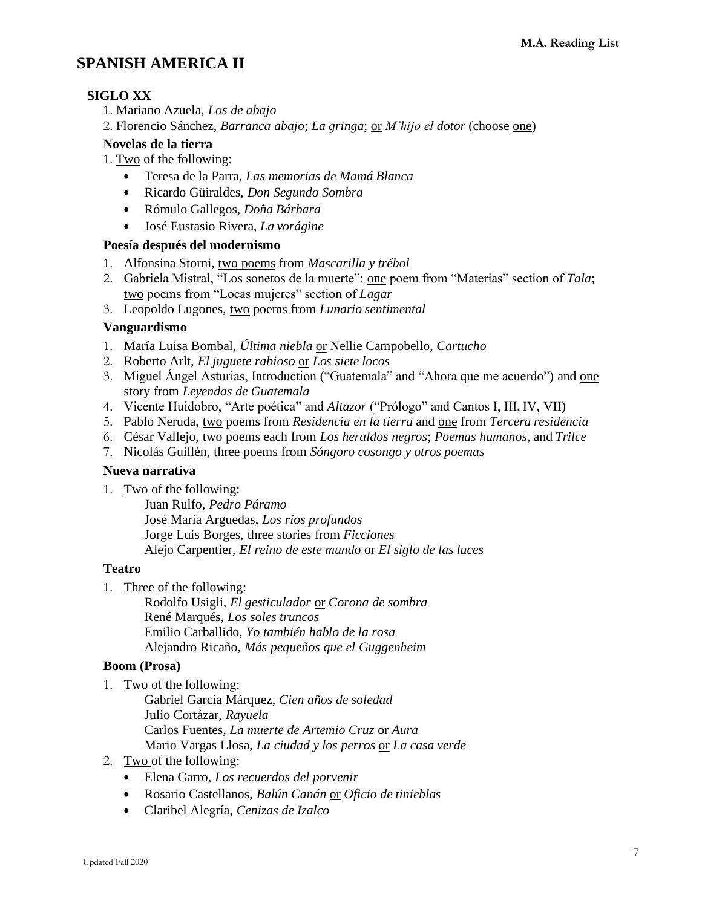# SPANISH AMERICA II

## SIGLO XX

1. Mariano Azuela, *Los de abajo*
2. Florencio Sánchez, *Barranca abajo*; *La gringa*; or *M'hijo el dotor* (choose one)

### Novelas de la tierra

1. Two of the following:
   - Teresa de la Parra, *Las memorias de Mamá Blanca*
   - Ricardo Güiraldes, *Don Segundo Sombra*
   - Rómulo Gallegos, *Doña Bárbara*
   - José Eustasio Rivera, *La vorágine*

### Poesía después del modernismo

1. Alfonsina Storni, two poems from *Mascarilla y trébol*
2. Gabriela Mistral, "Los sonetos de la muerte"; one poem from "Materias" section of *Tala*; two poems from "Locas mujeres" section of *Lagar*
3. Leopoldo Lugones, two poems from *Lunario sentimental*

### Vanguardismo

1. María Luisa Bombal, *Última niebla* or Nellie Campobello, *Cartucho*
2. Roberto Arlt, *El juguete rabioso* or *Los siete locos*
3. Miguel Ángel Asturias, Introduction ("Guatemala" and "Ahora que me acuerdo") and one story from *Leyendas de Guatemala*
4. Vicente Huidobro, "Arte poética" and *Altazor* ("Prólogo" and Cantos I, III, IV, VII)
5. Pablo Neruda, two poems from *Residencia en la tierra* and one from *Tercera residencia*
6. César Vallejo, two poems each from *Los heraldos negros*; *Poemas humanos*, and *Trilce*
7. Nicolás Guillén, three poems from *Sóngoro cosongo y otros poemas*

### Nueva narrativa

1. Two of the following:
   - Juan Rulfo, *Pedro Páramo*
   - José María Arguedas, *Los ríos profundos*
   - Jorge Luis Borges, three stories from *Ficciones*
   - Alejo Carpentier, *El reino de este mundo* or *El siglo de las luces*

### Teatro

1. Three of the following:
   - Rodolfo Usigli, *El gesticulador* or *Corona de sombra*
   - René Marqués, *Los soles truncos*
   - Emilio Carballido, *Yo también hablo de la rosa*
   - Alejandro Ricaño, *Más pequeños que el Guggenheim*

### Boom (Prosa)

1. Two of the following:
   - Gabriel García Márquez, *Cien años de soledad*
   - Julio Cortázar, *Rayuela*
   - Carlos Fuentes, *La muerte de Artemio Cruz* or *Aura*
   - Mario Vargas Llosa, *La ciudad y los perros* or *La casa verde*
2. Two of the following:
   - Elena Garro, *Los recuerdos del porvenir*
   - Rosario Castellanos, *Balún Canán* or *Oficio de tinieblas*
   - Claribel Alegría, *Cenizas de Izalco*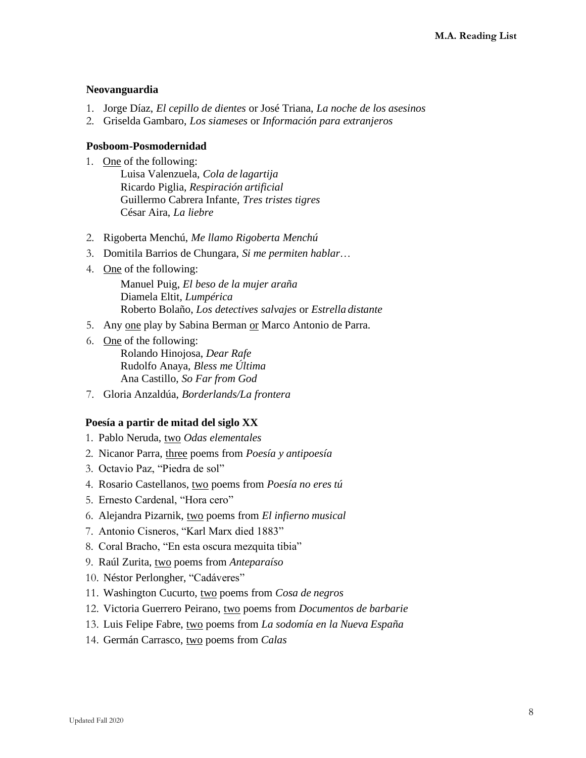### Neovanguardia

1. Jorge Díaz, *El cepillo de dientes* or José Triana, *La noche de los asesinos*
2. Griselda Gambaro, *Los siameses* or *Información para extranjeros*

### Posboom-Posmodernidad

1. One of the following:
   Luisa Valenzuela, *Cola de lagartija*
   Ricardo Piglia, *Respiración artificial*
   Guillermo Cabrera Infante, *Tres tristes tigres*
   César Aira, *La liebre*
2. Rigoberta Menchú, *Me llamo Rigoberta Menchú*
3. Domitila Barrios de Chungara, *Si me permiten hablar…*
4. One of the following:
   Manuel Puig, *El beso de la mujer araña*
   Diamela Eltit, *Lumpérica*
   Roberto Bolaño, *Los detectives salvajes* or *Estrella distante*
5. Any one play by Sabina Berman or Marco Antonio de Parra.
6. One of the following:
   Rolando Hinojosa, *Dear Rafe*
   Rudolfo Anaya, *Bless me Última*
   Ana Castillo, *So Far from God*
7. Gloria Anzaldúa, *Borderlands/La frontera*

### Poesía a partir de mitad del siglo XX

1. Pablo Neruda, two *Odas elementales*
2. Nicanor Parra, three poems from *Poesía y antipoesía*
3. Octavio Paz, "Piedra de sol"
4. Rosario Castellanos, two poems from *Poesía no eres tú*
5. Ernesto Cardenal, "Hora cero"
6. Alejandra Pizarnik, two poems from *El infierno musical*
7. Antonio Cisneros, "Karl Marx died 1883"
8. Coral Bracho, "En esta oscura mezquita tibia"
9. Raúl Zurita, two poems from *Anteparaíso*
10. Néstor Perlongher, "Cadáveres"
11. Washington Cucurto, two poems from *Cosa de negros*
12. Victoria Guerrero Peirano, two poems from *Documentos de barbarie*
13. Luis Felipe Fabre, two poems from *La sodomía en la Nueva España*
14. Germán Carrasco, two poems from *Calas*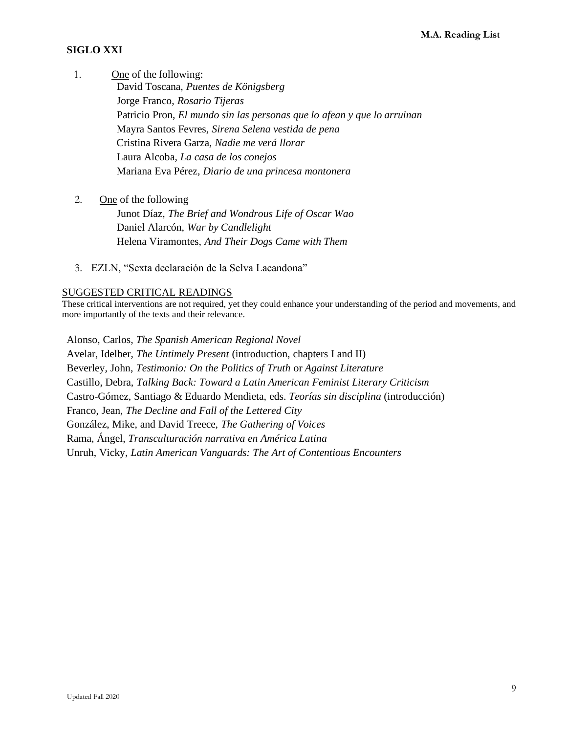## SIGLO XXI

1. One of the following:
   David Toscana, *Puentes de Königsberg*
   Jorge Franco, *Rosario Tijeras*
   Patricio Pron, *El mundo sin las personas que lo afean y que lo arruinan*
   Mayra Santos Fevres, *Sirena Selena vestida de pena*
   Cristina Rivera Garza, *Nadie me verá llorar*
   Laura Alcoba, *La casa de los conejos*
   Mariana Eva Pérez, *Diario de una princesa montonera*

2. One of the following
   Junot Díaz, *The Brief and Wondrous Life of Oscar Wao*
   Daniel Alarcón, *War by Candlelight*
   Helena Viramontes, *And Their Dogs Came with Them*

3. EZLN, "Sexta declaración de la Selva Lacandona"

### SUGGESTED CRITICAL READINGS

These critical interventions are not required, yet they could enhance your understanding of the period and movements, and more importantly of the texts and their relevance.

Alonso, Carlos, *The Spanish American Regional Novel*
Avelar, Idelber, *The Untimely Present* (introduction, chapters I and II)
Beverley, John, *Testimonio: On the Politics of Truth* or *Against Literature*
Castillo, Debra, *Talking Back: Toward a Latin American Feminist Literary Criticism*
Castro-Gómez, Santiago & Eduardo Mendieta, eds. *Teorías sin disciplina* (introducción)
Franco, Jean, *The Decline and Fall of the Lettered City*
González, Mike, and David Treece, *The Gathering of Voices*
Rama, Ángel, *Transculturación narrativa en América Latina*
Unruh, Vicky, *Latin American Vanguards: The Art of Contentious Encounters*